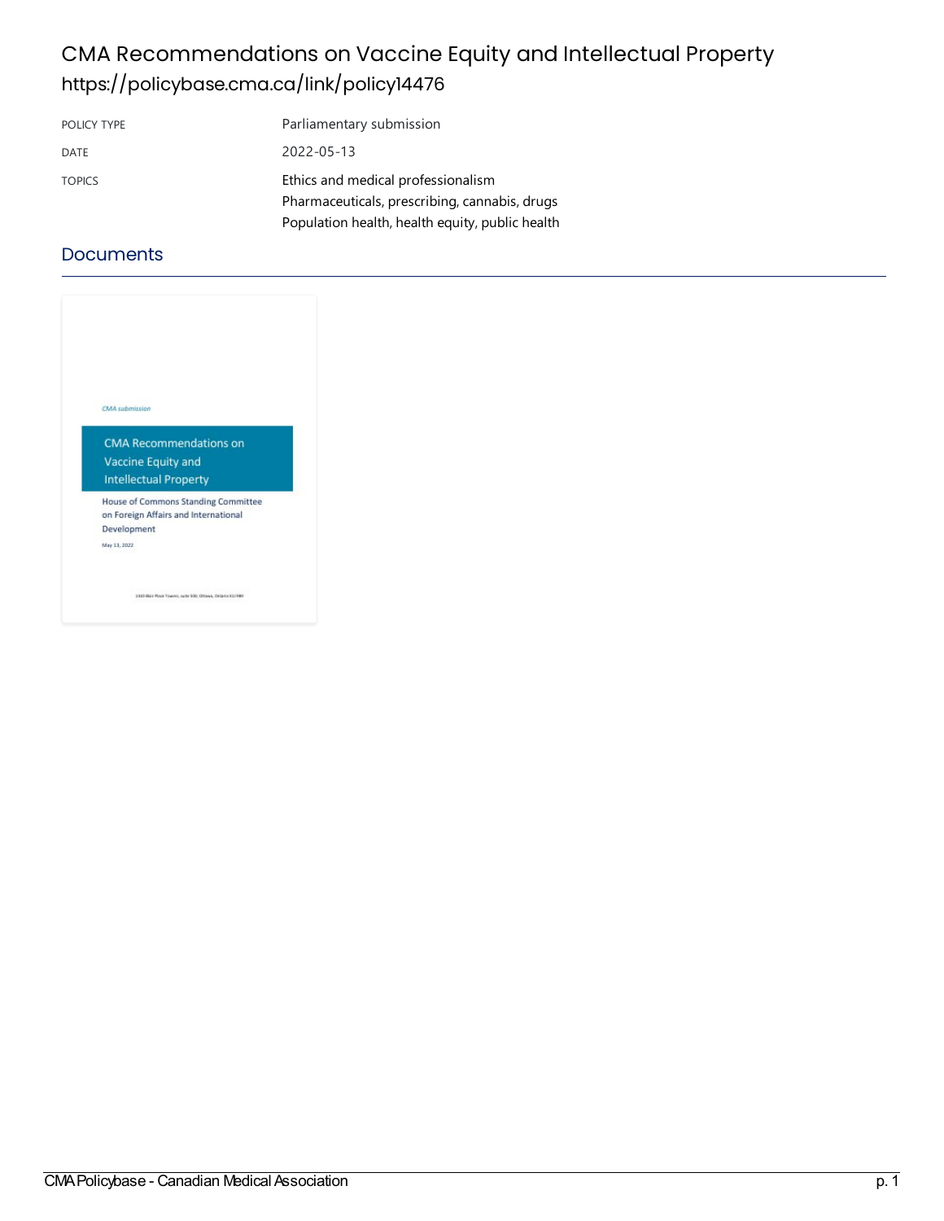# CMA Recommendations on Vaccine Equity and Intellectual Property

https://policybase.cma.ca/link/policy14476

| | |
|---|---|
| POLICY TYPE | Parliamentary submission |
| DATE | 2022-05-13 |
| TOPICS | Ethics and medical professionalism<br>Pharmaceuticals, prescribing, cannabis, drugs<br>Population health, health equity, public health |

## Documents

CMA submission

CMA Recommendations on Vaccine Equity and Intellectual Property

House of Commons Standing Committee on Foreign Affairs and International Development

May 13, 2022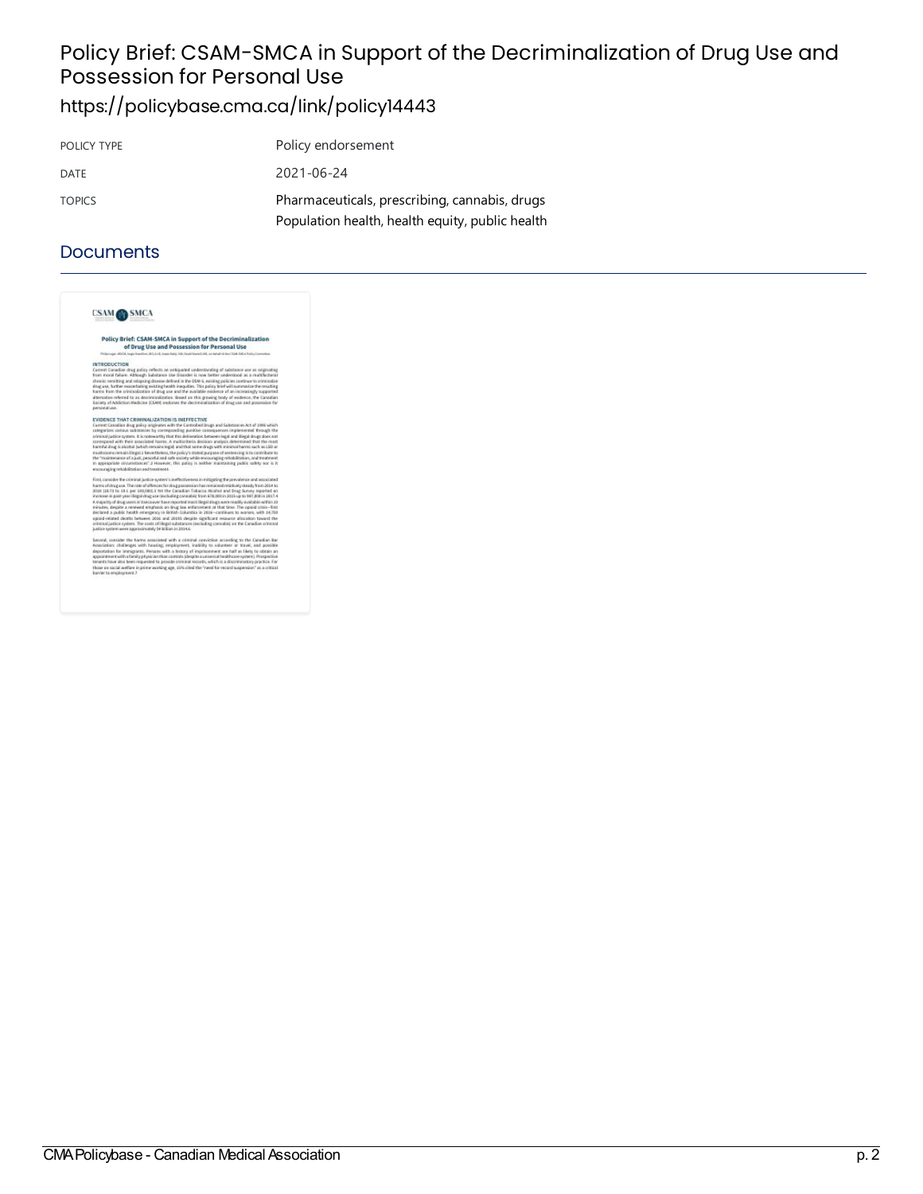# Policy Brief: CSAM-SMCA in Support of the Decriminalization of Drug Use and Possession for Personal Use

https://policybase.cma.ca/link/policy14443

| | |
|---|---|
| POLICY TYPE | Policy endorsement |
| DATE | 2021-06-24 |
| TOPICS | Pharmaceuticals, prescribing, cannabis, drugs<br>Population health, health equity, public health |

## Documents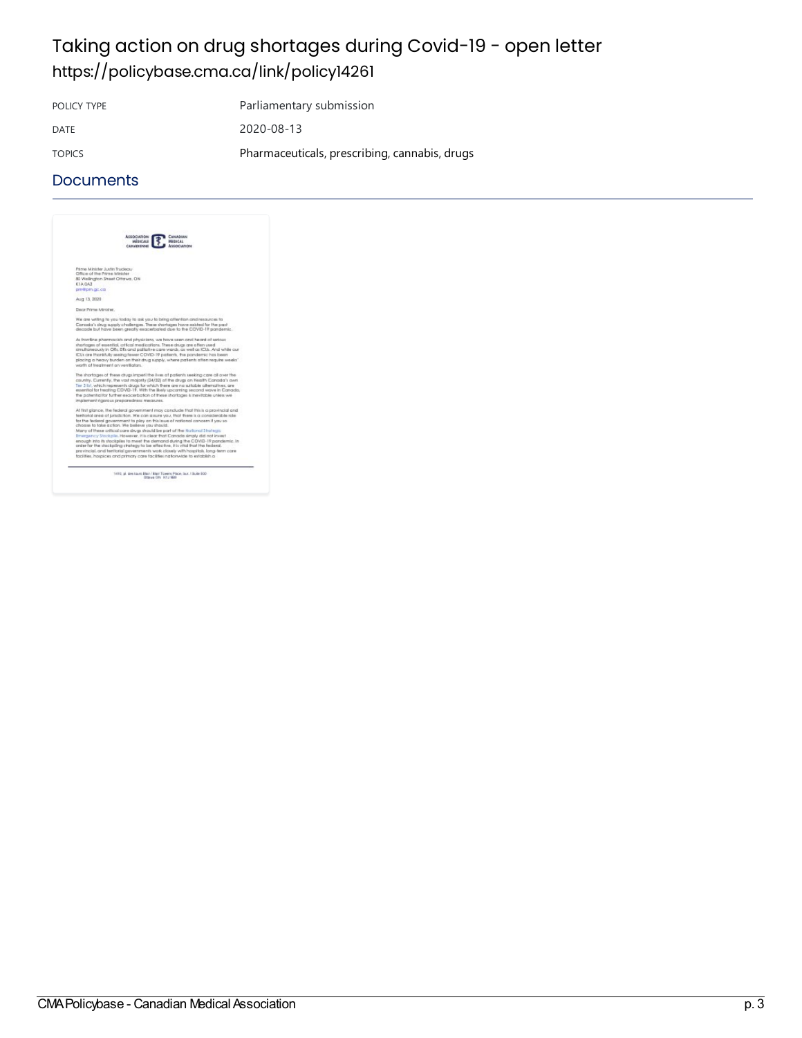# Taking action on drug shortages during Covid-19 - open letter

https://policybase.cma.ca/link/policy14261

| | |
|---|---|
| POLICY TYPE | Parliamentary submission |
| DATE | 2020-08-13 |
| TOPICS | Pharmaceuticals, prescribing, cannabis, drugs |

## Documents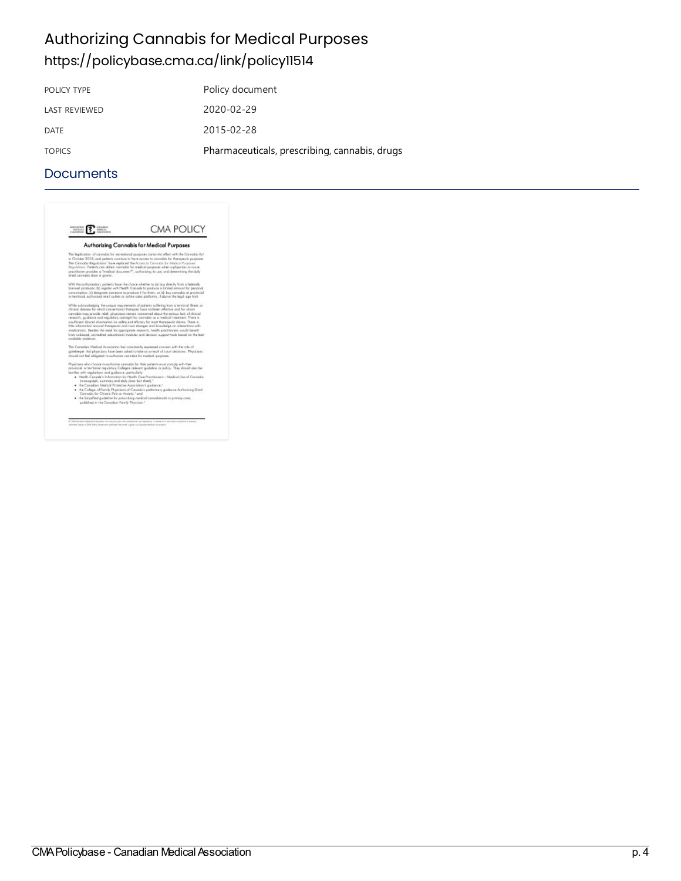# Authorizing Cannabis for Medical Purposes

https://policybase.cma.ca/link/policy11514

| POLICY TYPE | Policy document |
| --- | --- |
| LAST REVIEWED | 2020-02-29 |
| DATE | 2015-02-28 |
| TOPICS | Pharmaceuticals, prescribing, cannabis, drugs |

## Documents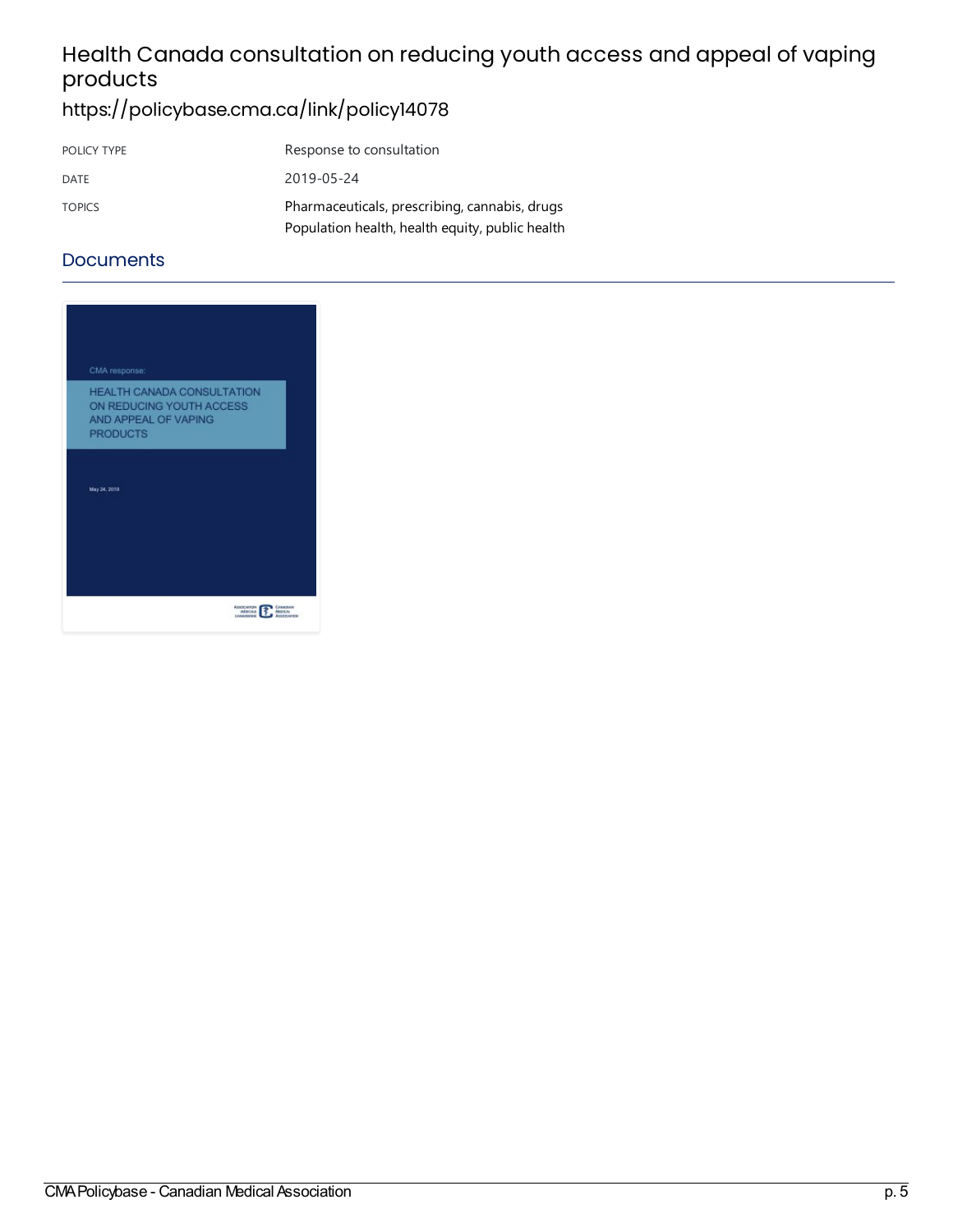# Health Canada consultation on reducing youth access and appeal of vaping products

https://policybase.cma.ca/link/policy14078

| POLICY TYPE | Response to consultation |
| --- | --- |
| DATE | 2019-05-24 |
| TOPICS | Pharmaceuticals, prescribing, cannabis, drugs<br>Population health, health equity, public health |

## Documents

CMA response:

HEALTH CANADA CONSULTATION ON REDUCING YOUTH ACCESS AND APPEAL OF VAPING PRODUCTS

May 24, 2019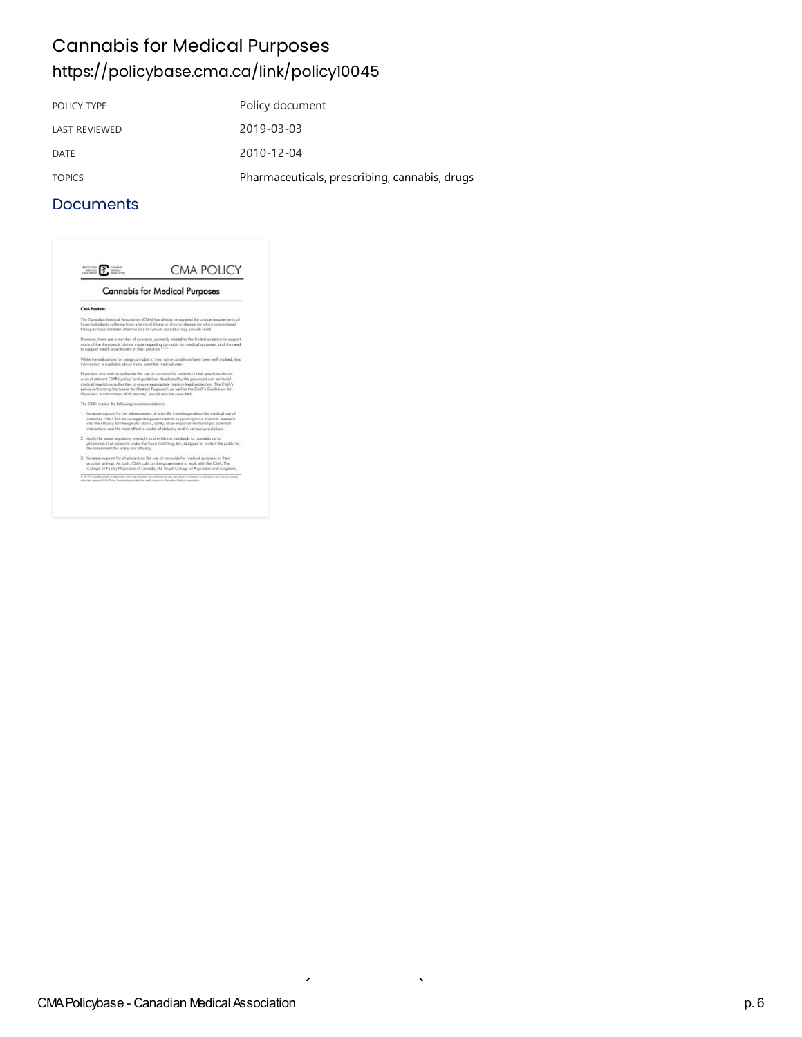# Cannabis for Medical Purposes

https://policybase.cma.ca/link/policy10045

| POLICY TYPE | Policy document |
| --- | --- |
| LAST REVIEWED | 2019-03-03 |
| DATE | 2010-12-04 |
| TOPICS | Pharmaceuticals, prescribing, cannabis, drugs |

## Documents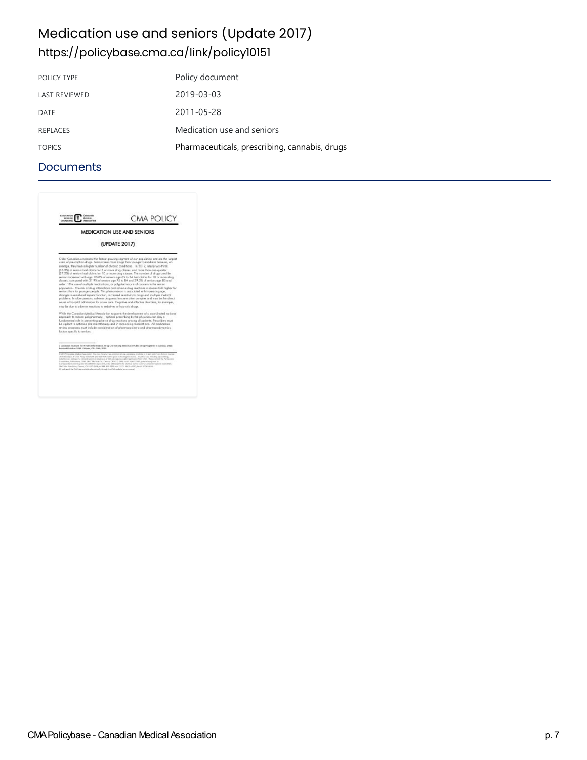# Medication use and seniors (Update 2017)

https://policybase.cma.ca/link/policy10151

| POLICY TYPE | Policy document |
| --- | --- |
| LAST REVIEWED | 2019-03-03 |
| DATE | 2011-05-28 |
| REPLACES | Medication use and seniors |
| TOPICS | Pharmaceuticals, prescribing, cannabis, drugs |

## Documents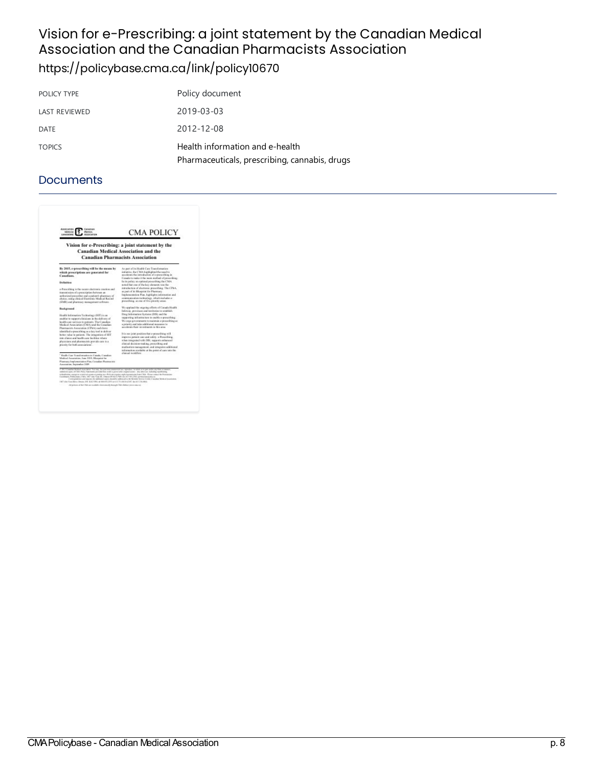# Vision for e-Prescribing: a joint statement by the Canadian Medical Association and the Canadian Pharmacists Association

https://policybase.cma.ca/link/policy10670

| POLICY TYPE | Policy document |
| --- | --- |
| LAST REVIEWED | 2019-03-03 |
| DATE | 2012-12-08 |
| TOPICS | Health information and e-health<br>Pharmaceuticals, prescribing, cannabis, drugs |

## Documents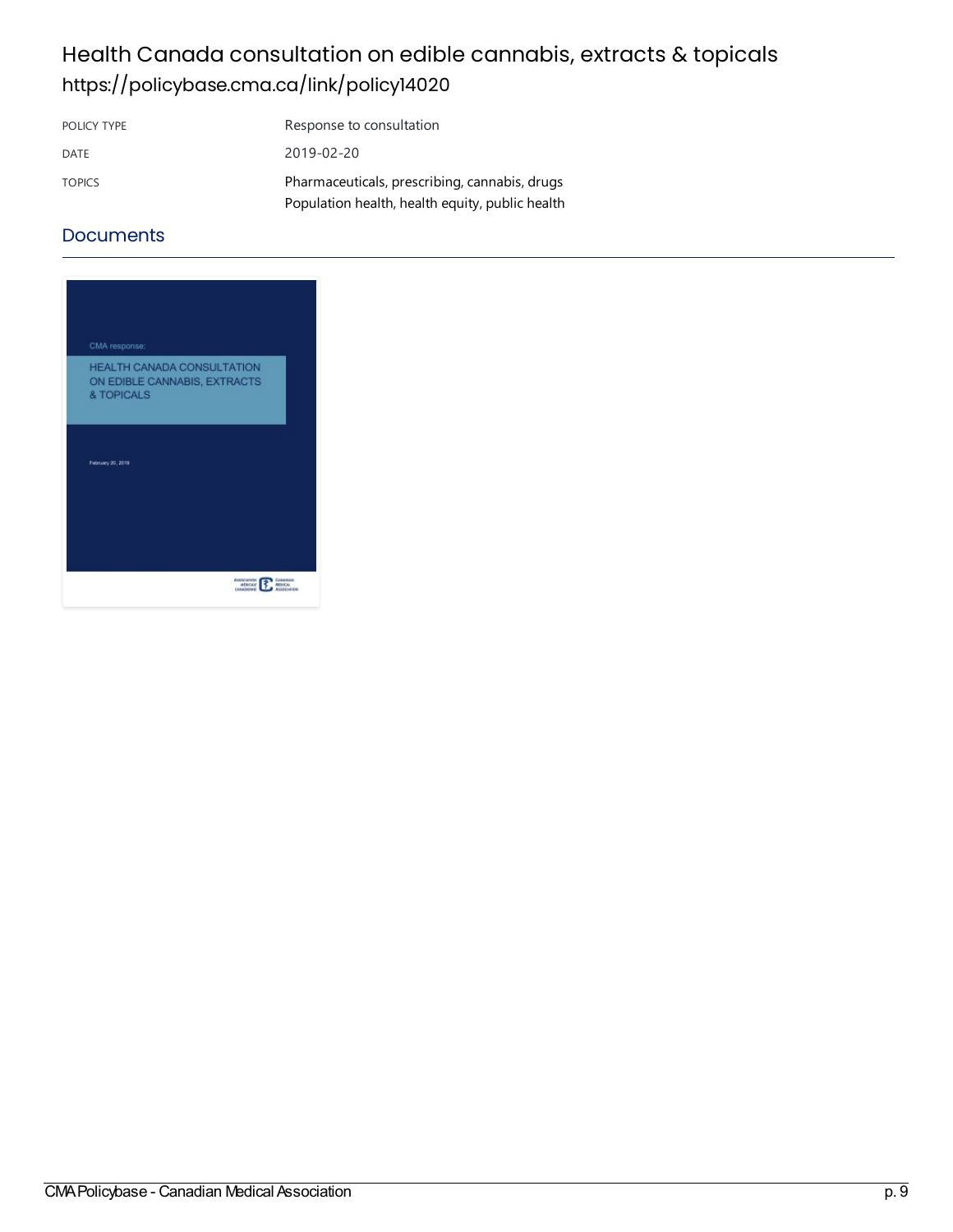# Health Canada consultation on edible cannabis, extracts & topicals

https://policybase.cma.ca/link/policy14020

| | |
|---|---|
| POLICY TYPE | Response to consultation |
| DATE | 2019-02-20 |
| TOPICS | Pharmaceuticals, prescribing, cannabis, drugs<br>Population health, health equity, public health |

## Documents

CMA response:

HEALTH CANADA CONSULTATION ON EDIBLE CANNABIS, EXTRACTS & TOPICALS

February 20, 2019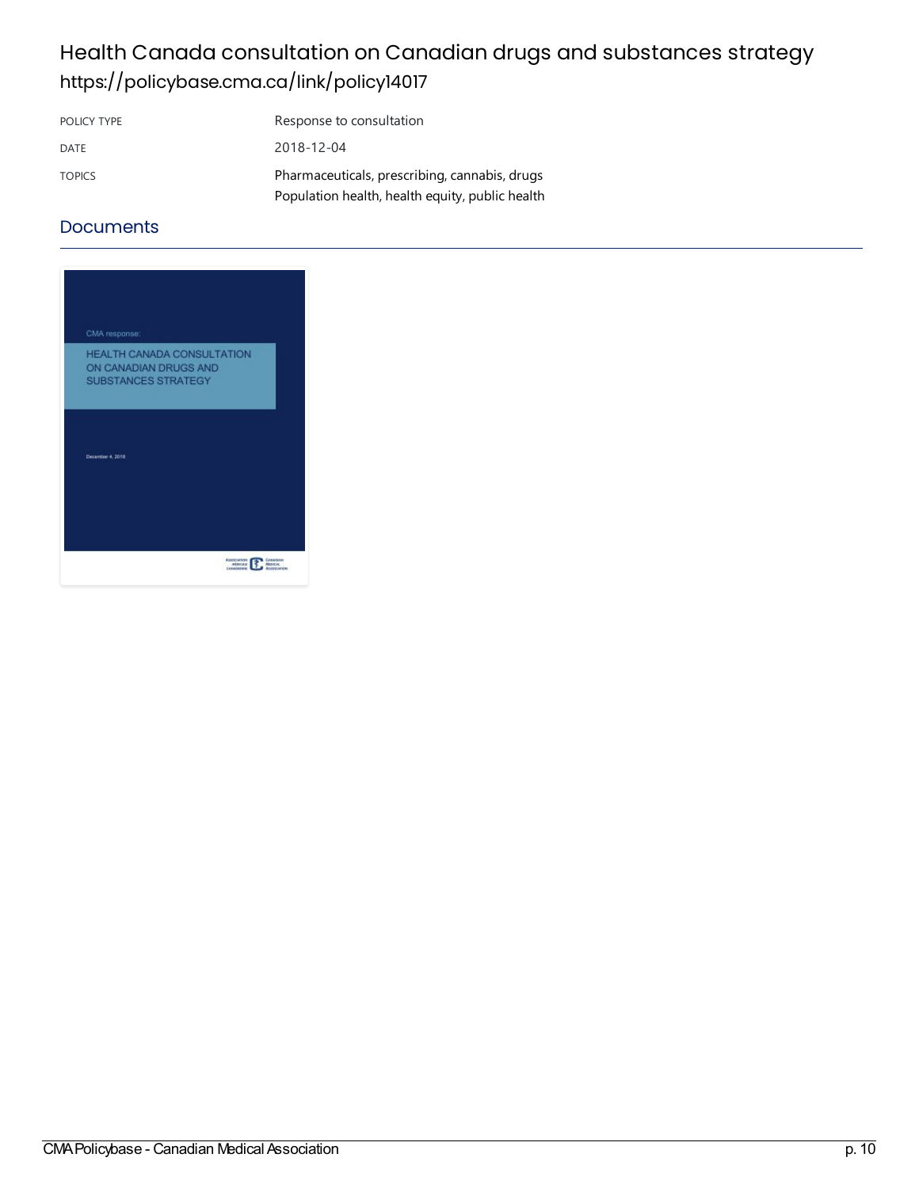# Health Canada consultation on Canadian drugs and substances strategy

https://policybase.cma.ca/link/policy14017

| | |
|---|---|
| POLICY TYPE | Response to consultation |
| DATE | 2018-12-04 |
| TOPICS | Pharmaceuticals, prescribing, cannabis, drugs<br>Population health, health equity, public health |

## Documents

CMA response:

HEALTH CANADA CONSULTATION ON CANADIAN DRUGS AND SUBSTANCES STRATEGY

December 4, 2018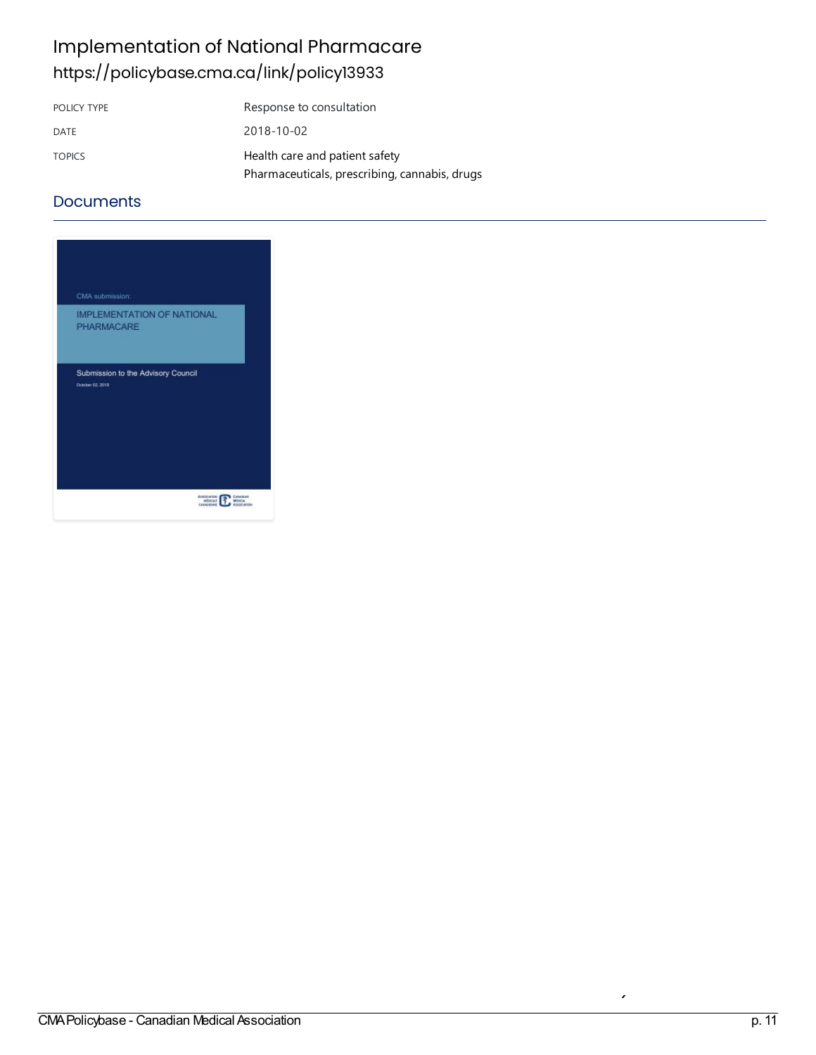# Implementation of National Pharmacare

https://policybase.cma.ca/link/policy13933

| POLICY TYPE | Response to consultation |
| --- | --- |
| DATE | 2018-10-02 |
| TOPICS | Health care and patient safety<br>Pharmaceuticals, prescribing, cannabis, drugs |

## Documents

CMA submission:

IMPLEMENTATION OF NATIONAL PHARMACARE

Submission to the Advisory Council

October 02, 2018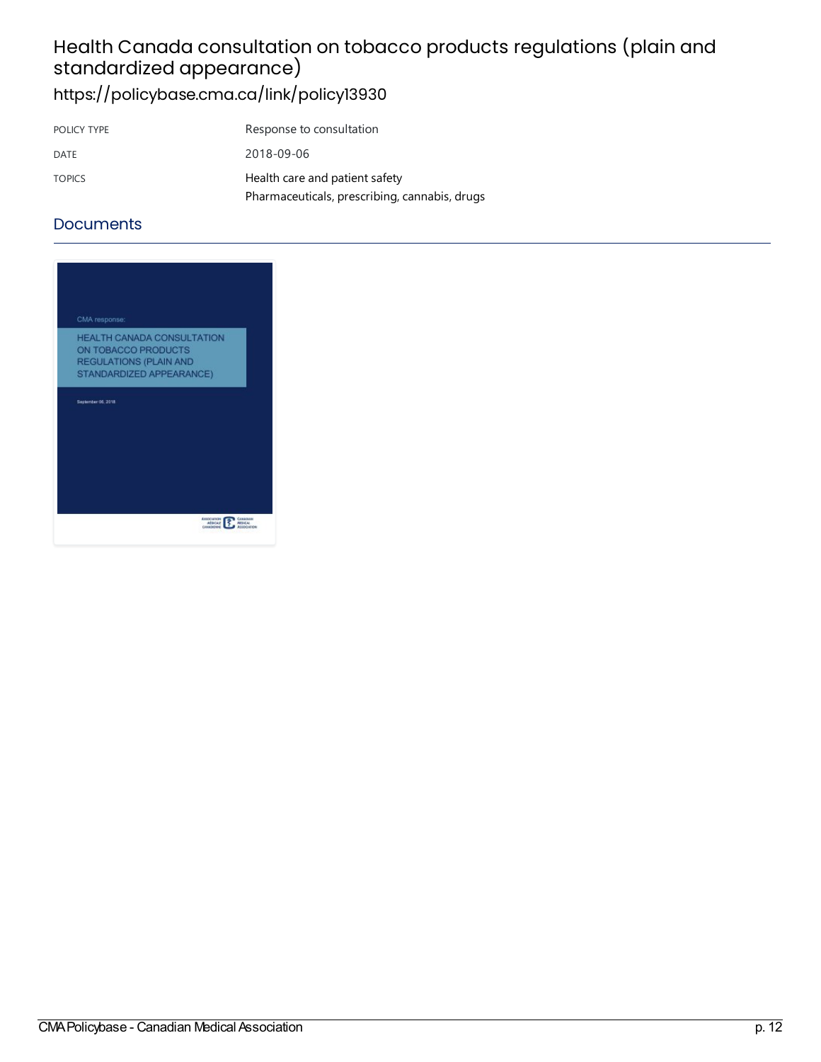# Health Canada consultation on tobacco products regulations (plain and standardized appearance)

https://policybase.cma.ca/link/policy13930

| | |
|---|---|
| POLICY TYPE | Response to consultation |
| DATE | 2018-09-06 |
| TOPICS | Health care and patient safety<br>Pharmaceuticals, prescribing, cannabis, drugs |

## Documents

CMA response:

HEALTH CANADA CONSULTATION ON TOBACCO PRODUCTS REGULATIONS (PLAIN AND STANDARDIZED APPEARANCE)

September 06, 2018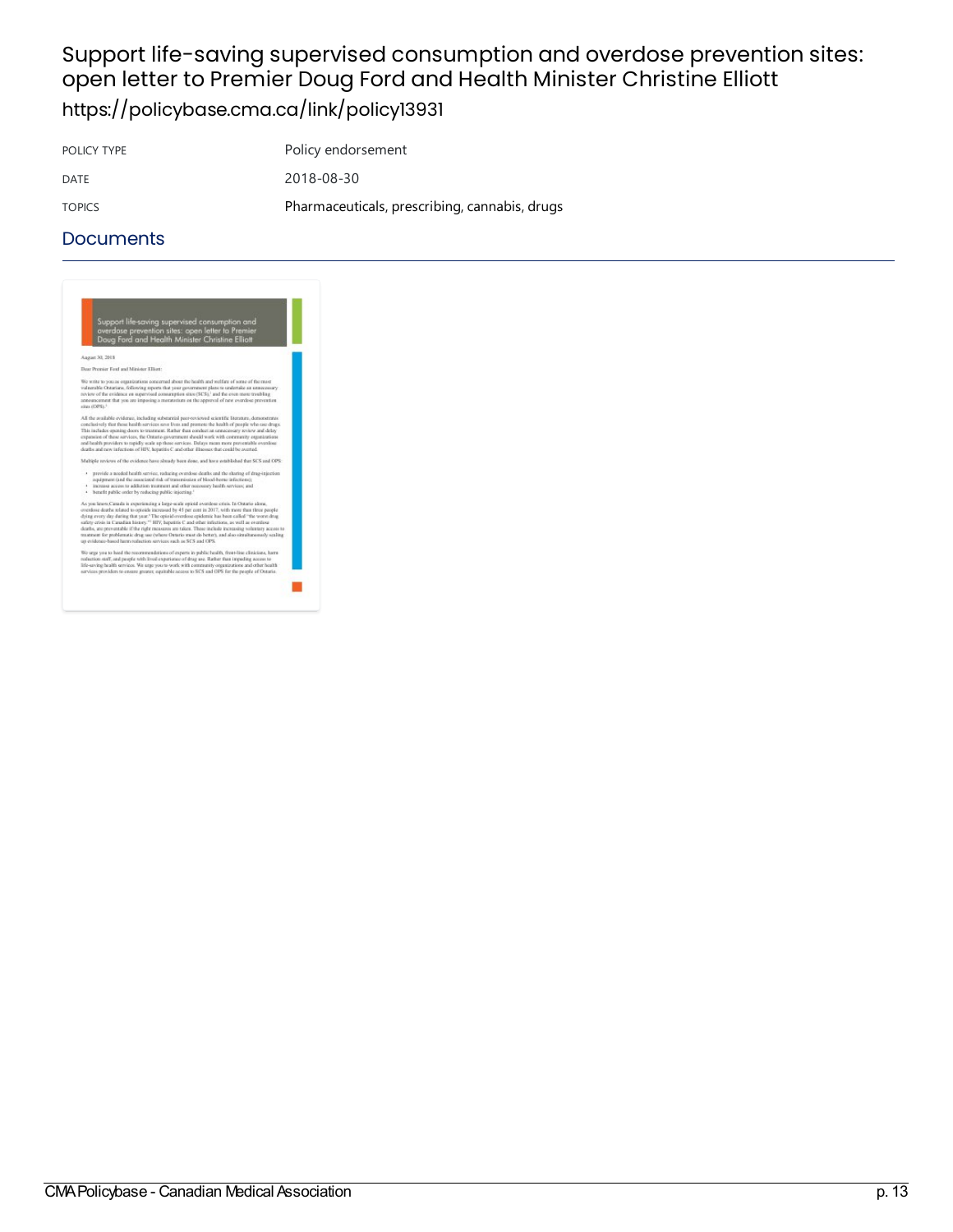# Support life-saving supervised consumption and overdose prevention sites: open letter to Premier Doug Ford and Health Minister Christine Elliott

https://policybase.cma.ca/link/policy13931

| | |
|---|---|
| POLICY TYPE | Policy endorsement |
| DATE | 2018-08-30 |
| TOPICS | Pharmaceuticals, prescribing, cannabis, drugs |

## Documents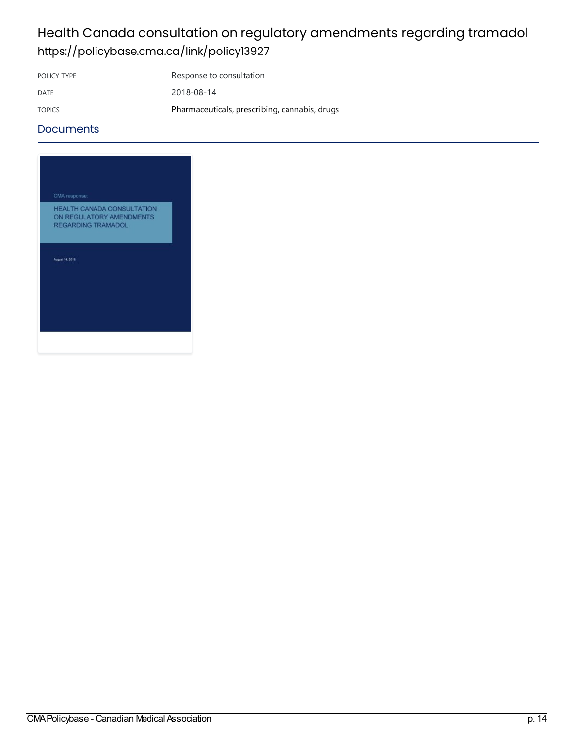# Health Canada consultation on regulatory amendments regarding tramadol

https://policybase.cma.ca/link/policy13927

| | |
|---|---|
| POLICY TYPE | Response to consultation |
| DATE | 2018-08-14 |
| TOPICS | Pharmaceuticals, prescribing, cannabis, drugs |

## Documents

CMA response:

HEALTH CANADA CONSULTATION ON REGULATORY AMENDMENTS REGARDING TRAMADOL

August 14, 2018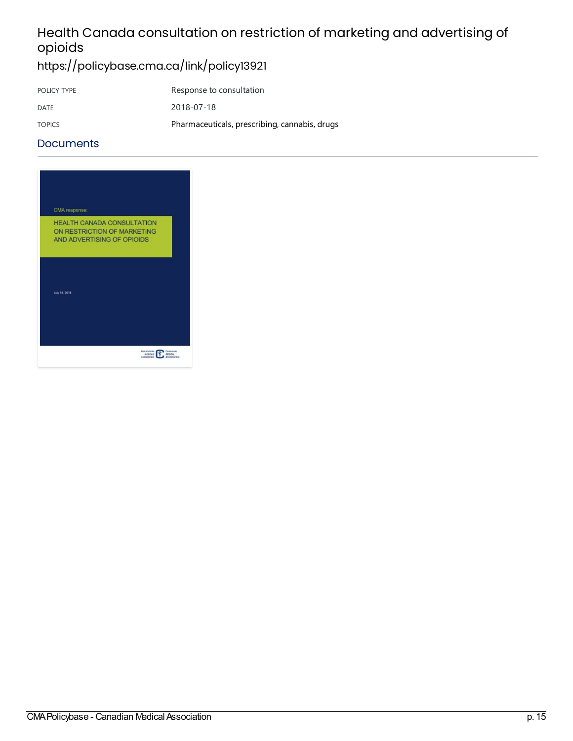# Health Canada consultation on restriction of marketing and advertising of opioids

https://policybase.cma.ca/link/policy13921

| POLICY TYPE | Response to consultation |
| --- | --- |
| DATE | 2018-07-18 |
| TOPICS | Pharmaceuticals, prescribing, cannabis, drugs |

## Documents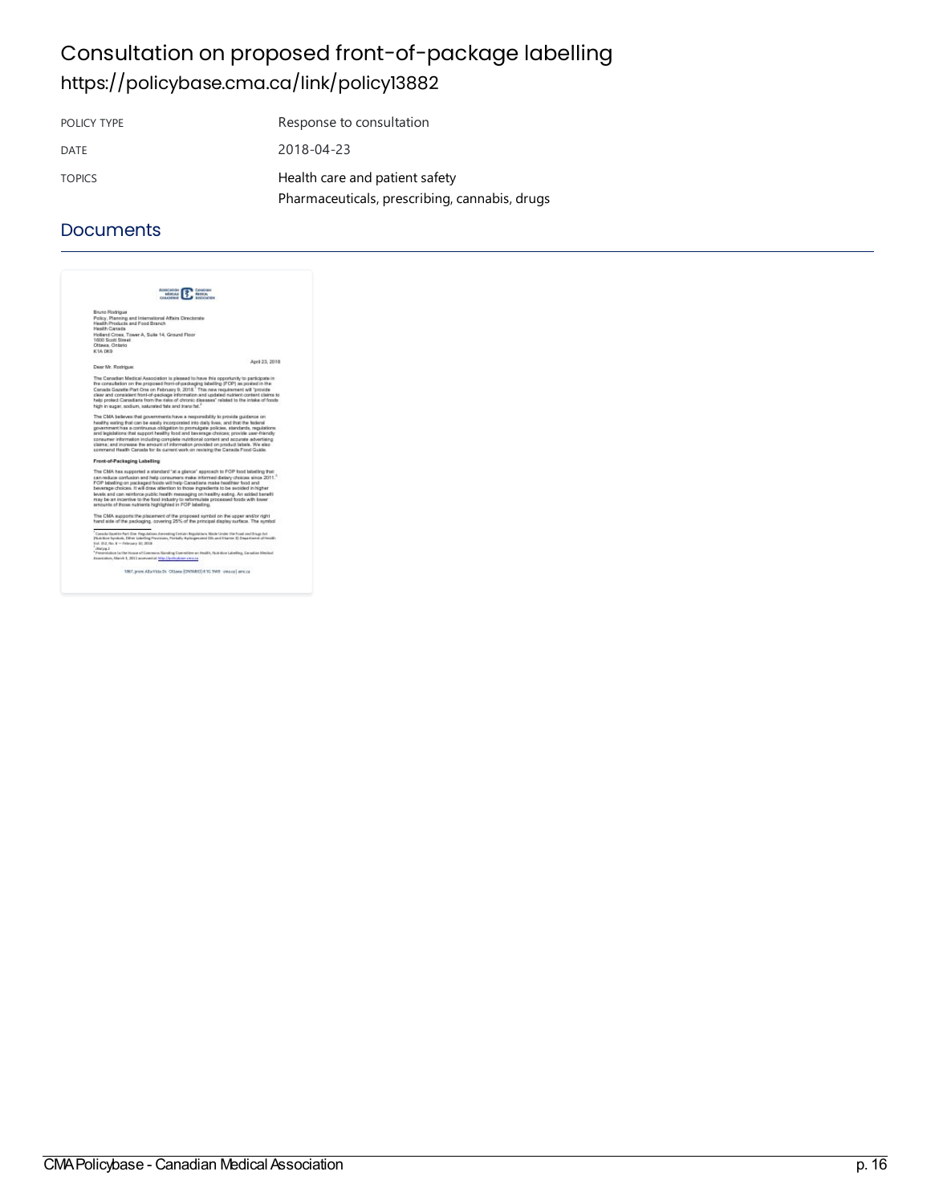# Consultation on proposed front-of-package labelling

https://policybase.cma.ca/link/policy13882

| | |
|---|---|
| POLICY TYPE | Response to consultation |
| DATE | 2018-04-23 |
| TOPICS | Health care and patient safety<br>Pharmaceuticals, prescribing, cannabis, drugs |

## Documents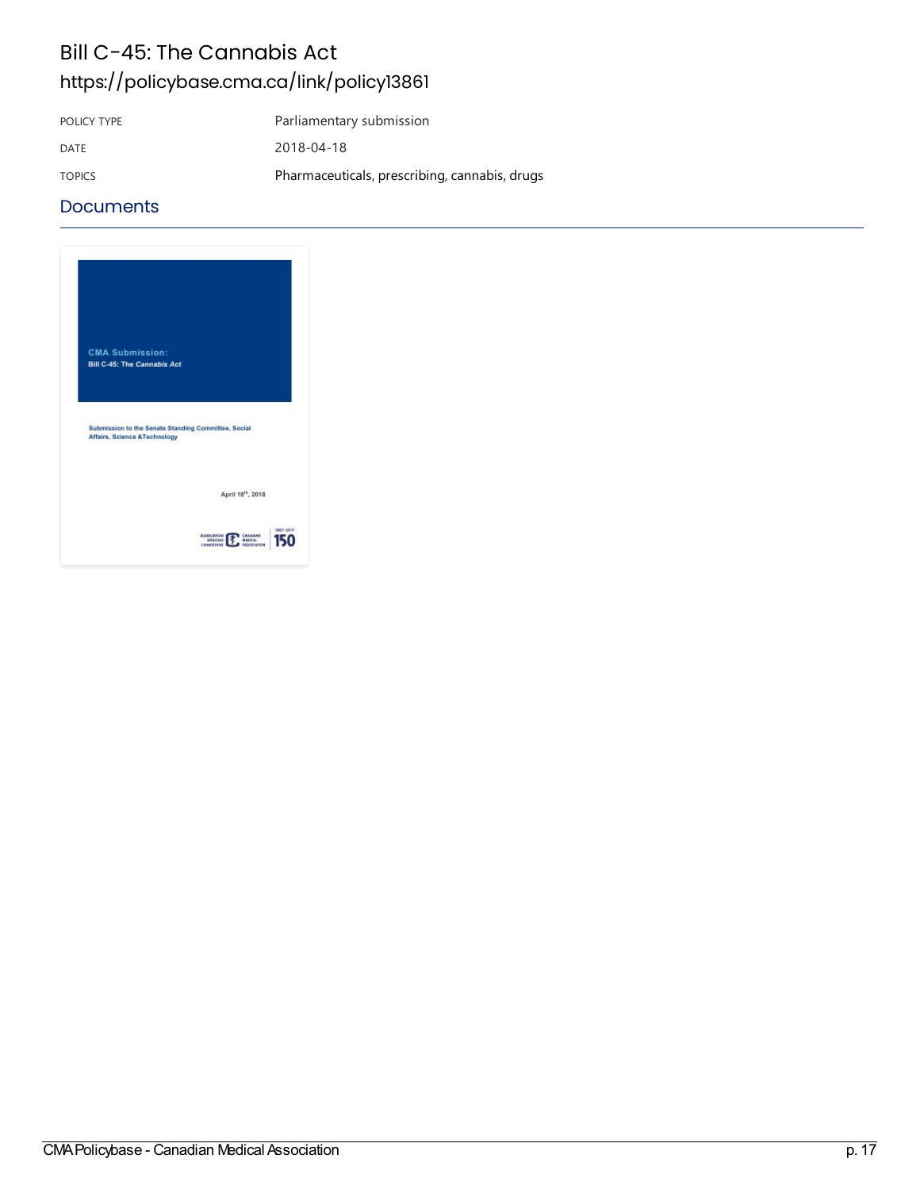# Bill C-45: The Cannabis Act

https://policybase.cma.ca/link/policy13861

| POLICY TYPE | Parliamentary submission |
| --- | --- |
| DATE | 2018-04-18 |
| TOPICS | Pharmaceuticals, prescribing, cannabis, drugs |

## Documents

CMA Submission:
Bill C-45: The *Cannabis Act*

Submission to the Senate Standing Committee, Social Affairs, Science &Technology

April 18th, 2018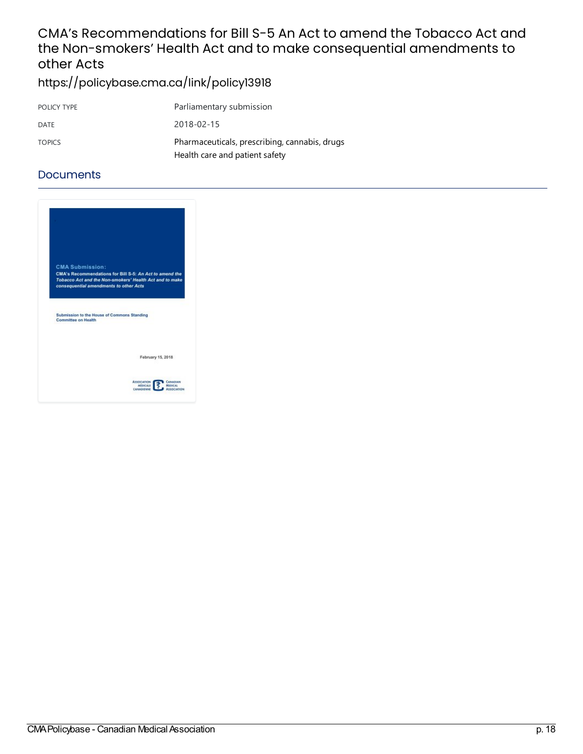# CMA's Recommendations for Bill S-5 An Act to amend the Tobacco Act and the Non-smokers' Health Act and to make consequential amendments to other Acts

https://policybase.cma.ca/link/policy13918

| | |
|---|---|
| POLICY TYPE | Parliamentary submission |
| DATE | 2018-02-15 |
| TOPICS | Pharmaceuticals, prescribing, cannabis, drugs<br>Health care and patient safety |

## Documents

**CMA Submission:**
**CMA's Recommendations for Bill S-5:** ***An Act to amend the Tobacco Act and the Non-smokers' Health Act and to make consequential amendments to other Acts***

**Submission to the House of Commons Standing Committee on Health**

February 15, 2018

ASSOCIATION MÉDICALE CANADIENNE — CANADIAN MEDICAL ASSOCIATION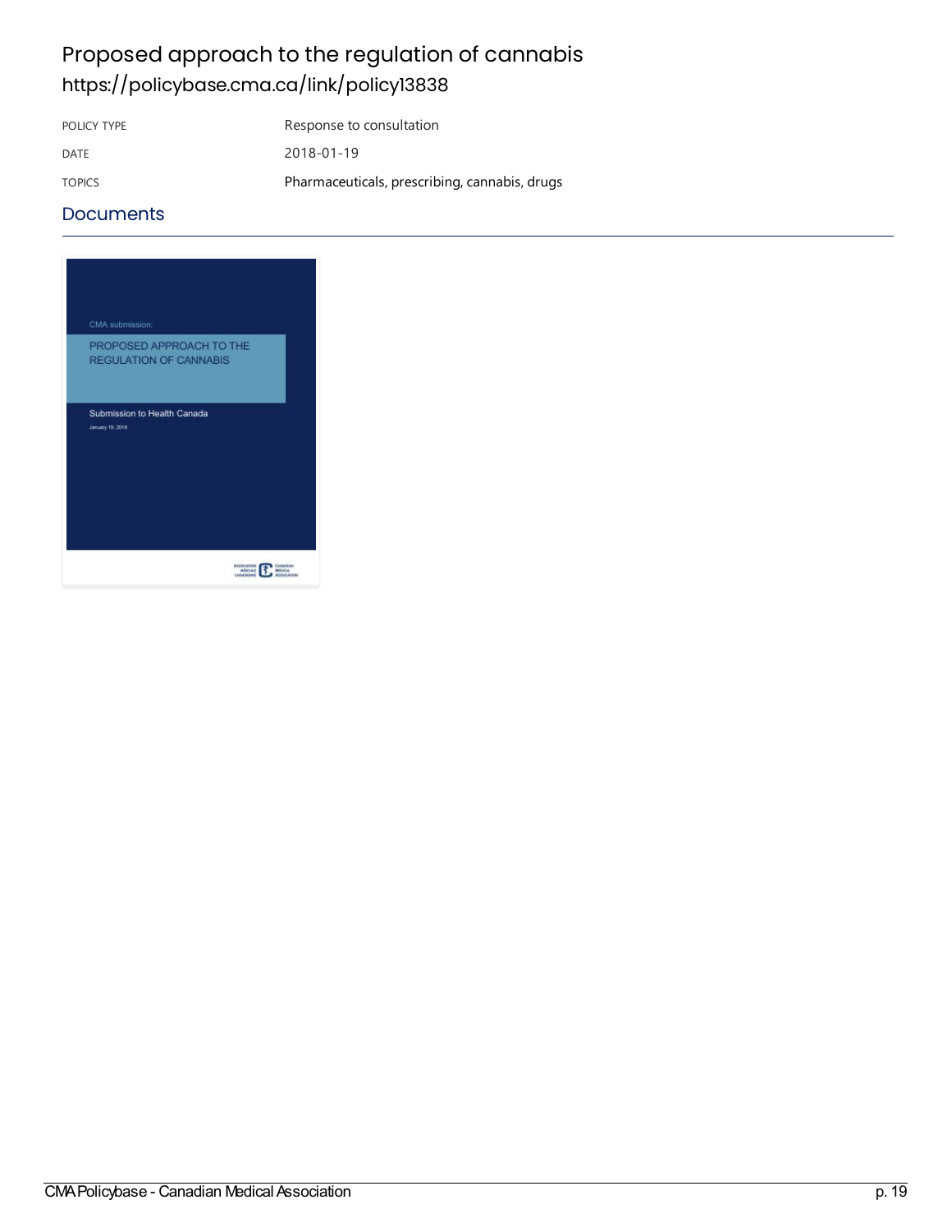# Proposed approach to the regulation of cannabis

https://policybase.cma.ca/link/policy13838

| | |
|---|---|
| POLICY TYPE | Response to consultation |
| DATE | 2018-01-19 |
| TOPICS | Pharmaceuticals, prescribing, cannabis, drugs |

## Documents

CMA submission:

PROPOSED APPROACH TO THE REGULATION OF CANNABIS

Submission to Health Canada

January 19, 2018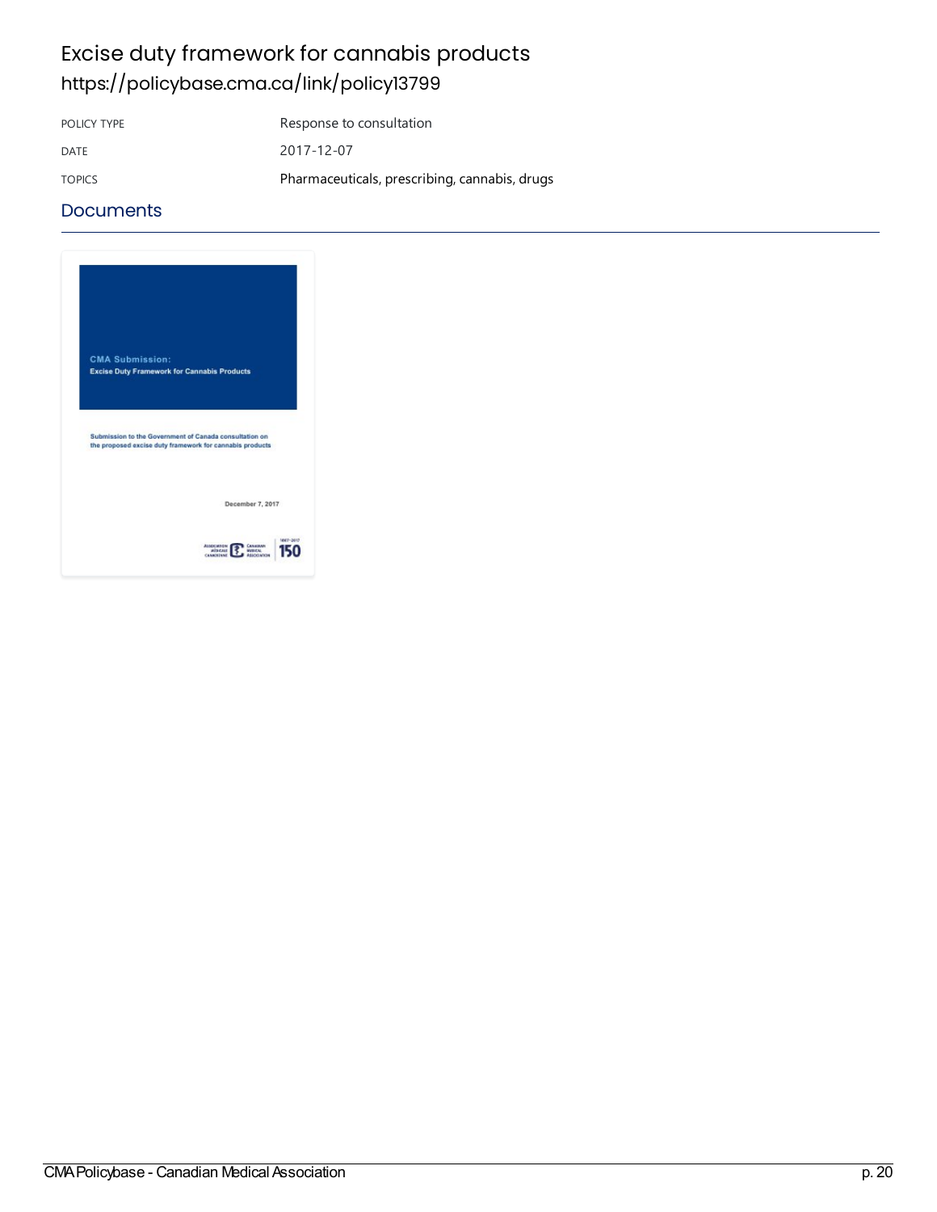# Excise duty framework for cannabis products

https://policybase.cma.ca/link/policy13799

| | |
|---|---|
| POLICY TYPE | Response to consultation |
| DATE | 2017-12-07 |
| TOPICS | Pharmaceuticals, prescribing, cannabis, drugs |

## Documents

CMA Submission:
Excise Duty Framework for Cannabis Products

Submission to the Government of Canada consultation on the proposed excise duty framework for cannabis products

December 7, 2017